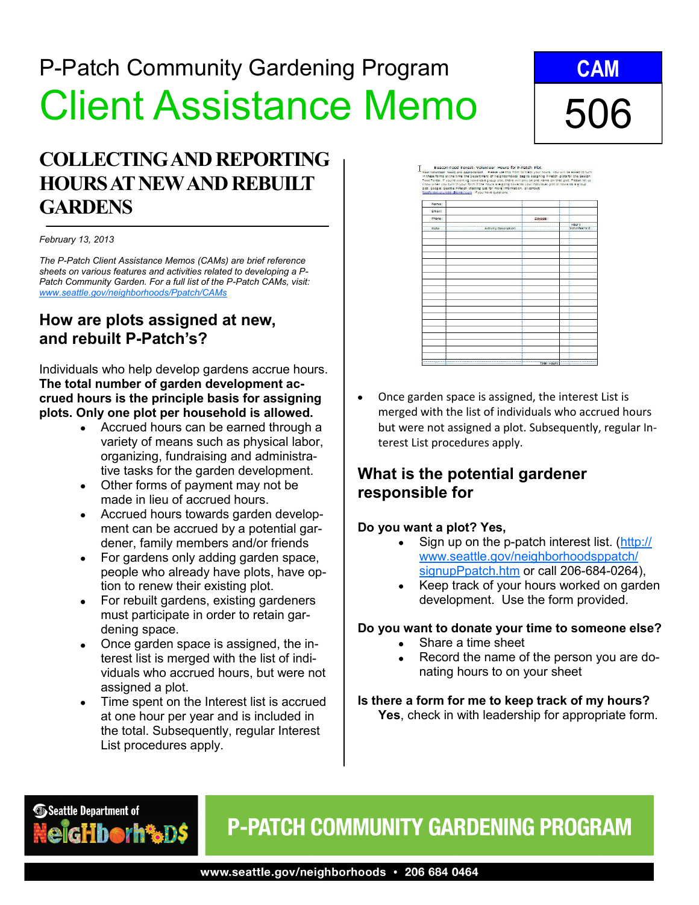P-Patch Community Gardening Program

# Client Assistance Memo

**CAM 506**

## COLLECTING AND REPORTING HOURS AT NEW AND REBUILT GARDENS

*February 13, 2013*

*The P-Patch Client Assistance Memos (CAMs) are brief reference sheets on various features and activities related to developing a P-Patch Community Garden. For a full list of the P-Patch CAMs, visit: [www.seattle.gov/neighborhoods/Ppatch/CAMs](www.seattle.gov/neighborhoods/Ppatch/CAMs)*

### How are plots assigned at new, and rebuilt P-Patch's?

Individuals who help develop gardens accrue hours. **The total number of garden development accrued hours is the principle basis for assigning plots. Only one plot per household is allowed.**

- Accrued hours can be earned through a variety of means such as physical labor, organizing, fundraising and administrative tasks for the garden development.
- Other forms of payment may not be made in lieu of accrued hours.
- Accrued hours towards garden development can be accrued by a potential gardener, family members and/or friends
- For gardens only adding garden space, people who already have plots, have option to renew their existing plot.
- For rebuilt gardens, existing gardeners must participate in order to retain gardening space.
- Once garden space is assigned, the interest list is merged with the list of individuals who accrued hours, but were not assigned a plot.
- Time spent on the Interest list is accrued at one hour per year and is included in the total. Subsequently, regular Interest List procedures apply.

- Once garden space is assigned, the interest List is merged with the list of individuals who accrued hours but were not assigned a plot. Subsequently, regular Interest List procedures apply.

### What is the potential gardener responsible for

**Do you want a plot? Yes,**

- Sign up on the p-patch interest list. ([http://www.seattle.gov/neighborhoodsppatch/signupPpatch.htm](http://www.seattle.gov/neighborhoodsppatch/signupPpatch.htm) or call 206-684-0264),
- Keep track of your hours worked on garden development. Use the form provided.

**Do you want to donate your time to someone else?**

- Share a time sheet
- Record the name of the person you are donating hours to on your sheet

**Is there a form for me to keep track of my hours?**
**Yes**, check in with leadership for appropriate form.

Seattle Department of Neighborhoods

P-PATCH COMMUNITY GARDENING PROGRAM

www.seattle.gov/neighborhoods • 206 684 0464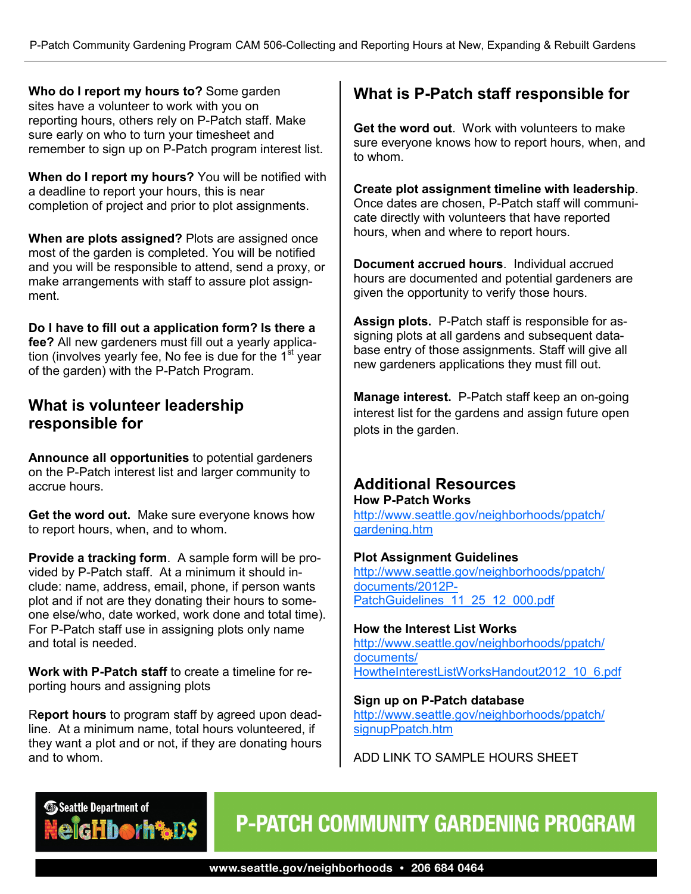**Who do I report my hours to?** Some garden sites have a volunteer to work with you on reporting hours, others rely on P-Patch staff. Make sure early on who to turn your timesheet and remember to sign up on P-Patch program interest list.

**When do I report my hours?** You will be notified with a deadline to report your hours, this is near completion of project and prior to plot assignments.

**When are plots assigned?** Plots are assigned once most of the garden is completed. You will be notified and you will be responsible to attend, send a proxy, or make arrangements with staff to assure plot assignment.

**Do I have to fill out a application form? Is there a fee?** All new gardeners must fill out a yearly application (involves yearly fee, No fee is due for the 1st year of the garden) with the P-Patch Program.

## What is volunteer leadership responsible for

**Announce all opportunities** to potential gardeners on the P-Patch interest list and larger community to accrue hours.

**Get the word out.** Make sure everyone knows how to report hours, when, and to whom.

**Provide a tracking form**. A sample form will be provided by P-Patch staff. At a minimum it should include: name, address, email, phone, if person wants plot and if not are they donating their hours to someone else/who, date worked, work done and total time). For P-Patch staff use in assigning plots only name and total is needed.

**Work with P-Patch staff** to create a timeline for reporting hours and assigning plots

**Report hours** to program staff by agreed upon deadline. At a minimum name, total hours volunteered, if they want a plot and or not, if they are donating hours and to whom.

## What is P-Patch staff responsible for

**Get the word out**. Work with volunteers to make sure everyone knows how to report hours, when, and to whom.

**Create plot assignment timeline with leadership**. Once dates are chosen, P-Patch staff will communicate directly with volunteers that have reported hours, when and where to report hours.

**Document accrued hours**. Individual accrued hours are documented and potential gardeners are given the opportunity to verify those hours.

**Assign plots.** P-Patch staff is responsible for assigning plots at all gardens and subsequent database entry of those assignments. Staff will give all new gardeners applications they must fill out.

**Manage interest.** P-Patch staff keep an on-going interest list for the gardens and assign future open plots in the garden.

## Additional Resources

**How P-Patch Works**
http://www.seattle.gov/neighborhoods/ppatch/gardening.htm

**Plot Assignment Guidelines**
http://www.seattle.gov/neighborhoods/ppatch/documents/2012P-PatchGuidelines_11_25_12_000.pdf

**How the Interest List Works**
http://www.seattle.gov/neighborhoods/ppatch/documents/HowtheInterestListWorksHandout2012_10_6.pdf

**Sign up on P-Patch database**
http://www.seattle.gov/neighborhoods/ppatch/signupPpatch.htm

ADD LINK TO SAMPLE HOURS SHEET

Seattle Department of Neighborhoods

P-PATCH COMMUNITY GARDENING PROGRAM

www.seattle.gov/neighborhoods • 206 684 0464